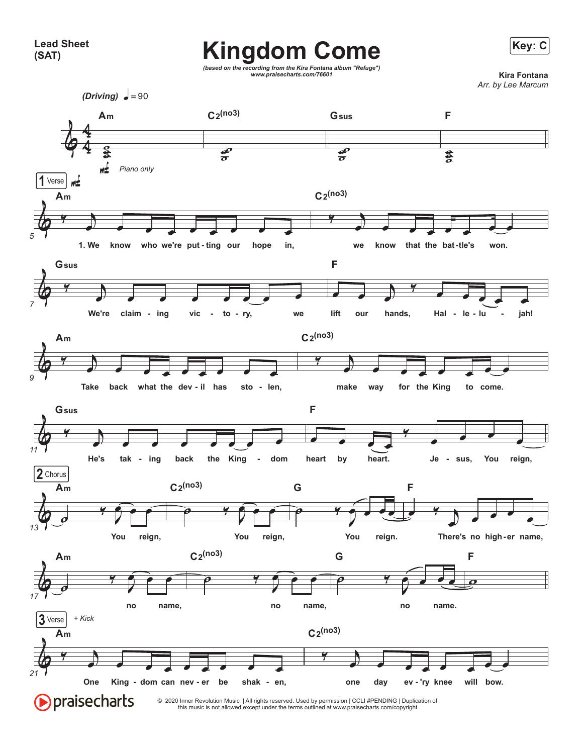**Lead Sheet (SAT)**

# Kingdom Come

*(based on the recording from the Kira Fontana album "Refuge")*
*www.praisecharts.com/76601*

**Key: C**

**Kira Fontana**
*Arr. by Lee Marcum*

*(Driving)* ♩ = 90

Am | C2(no3) | Gsus | F

*mf* *Piano only*

**1 Verse** *mf*

Am — 1. We know who we're put-ting our hope in, C2(no3) — we know that the bat-tle's won.

Gsus — We're claim-ing vic-to-ry, we F — lift our hands, Hal-le-lu-jah!

Am — Take back what the dev-il has sto-len, C2(no3) — make way for the King to come.

Gsus — He's tak-ing back the King-dom F — heart by heart. Je-sus, You reign,

**2 Chorus**

Am — You reign, C2(no3) — You reign, G — You reign. F — There's no high-er name,

Am — no name, C2(no3) — no name, G — no name. F

**3 Verse** *+ Kick*

Am — One King-dom can nev-er be shak-en, C2(no3) — one day ev-'ry knee will bow.

© 2020 Inner Revolution Music | All rights reserved. Used by permission | CCLI #PENDING | Duplication of this music is not allowed except under the terms outlined at www.praisecharts.com/copyright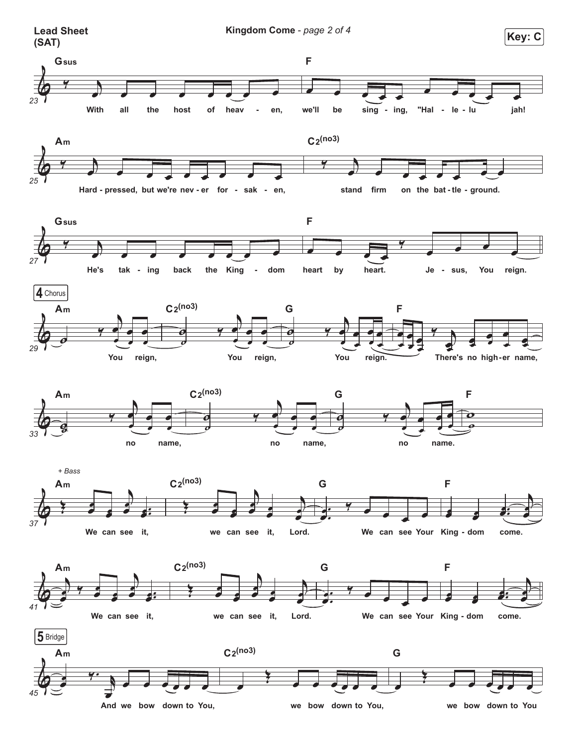**Lead Sheet (SAT)**

**Kingdom Come** - *page 2 of 4*

**Key: C**

(23) **Gsus** With all the host of heav - en, **F** we'll be sing - ing, "Hal - le - lu jah!

(25) **Am** Hard - pressed, but we're nev - er for - sak - en, **C2(no3)** stand firm on the bat - tle - ground.

(27) **Gsus** He's tak - ing back the King - dom **F** heart by heart. Je - sus, You reign.

**4 Chorus**

(29) **Am** You **C2(no3)** reign, You **G** reign, You **F** reign. There's no high - er name,

(33) **Am** no **C2(no3)** name, no **G** name, no **F** name.

*+ Bass*

(37) **Am** We can see it, **C2(no3)** we can see it, **G** Lord. We can see Your **F** King - dom come.

(41) **Am** We can see it, **C2(no3)** we can see it, **G** Lord. We can see Your **F** King - dom come.

**5 Bridge**

(45) **Am** And we bow down to You, **C2(no3)** we bow down to You, **G** we bow down to You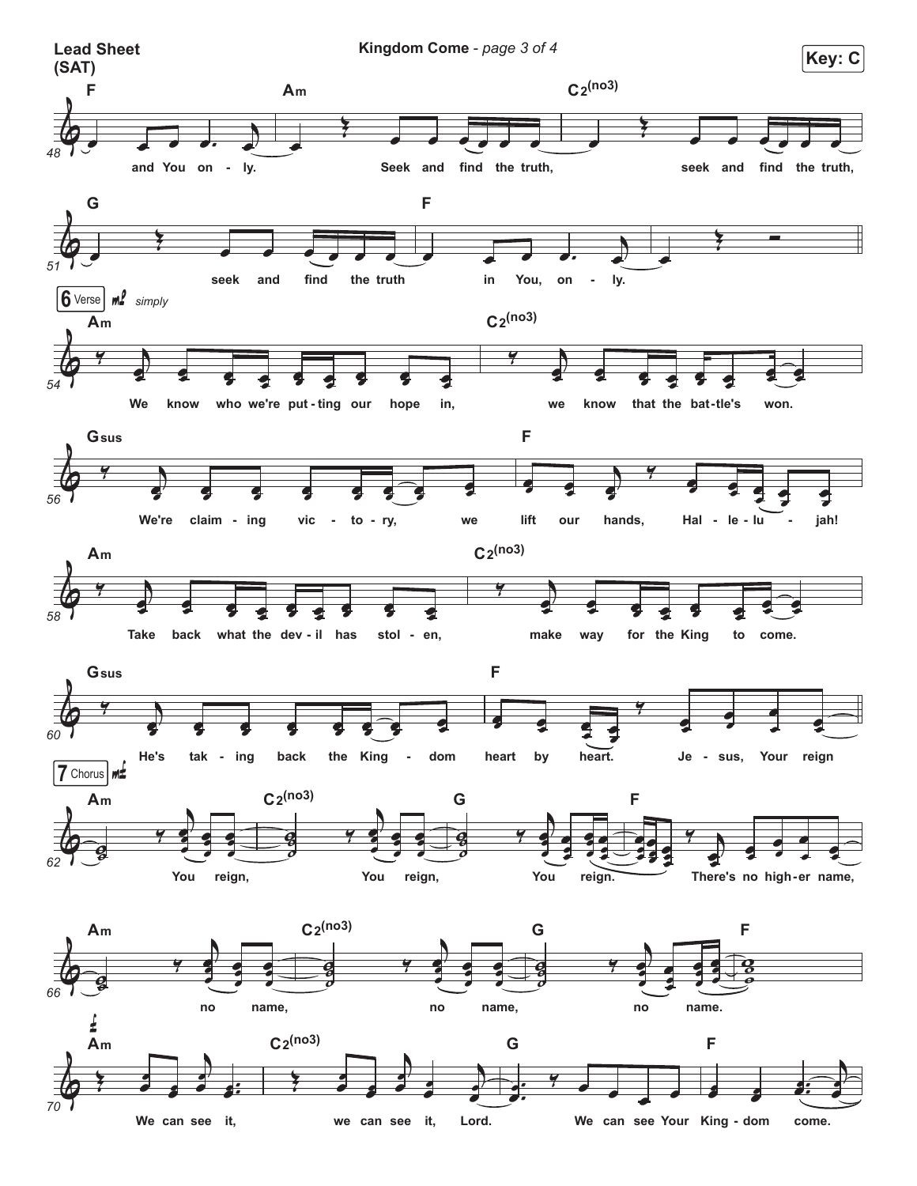**Lead Sheet (SAT)**

**Kingdom Come** - *page 3 of 4*

**Key: C**

**F** | **Am** | **C2(no3)**

and You on - ly. Seek and find the truth, seek and find the truth,

**G** | **F**

seek and find the truth in You, on - ly.

**6** Verse *mf* *simply*

**Am** | **C2(no3)**

We know who we're put - ting our hope in, we know that the bat - tle's won.

**Gsus** | **F**

We're claim - ing vic - to - ry, we lift our hands, Hal - le - lu - jah!

**Am** | **C2(no3)**

Take back what the dev - il has stol - en, make way for the King to come.

**Gsus** | **F**

He's tak - ing back the King - dom heart by heart. Je - sus, Your reign

**7** Chorus *mf*

**Am** | **C2(no3)** | **G** | **F**

You reign, You reign, You reign. There's no high - er name,

**Am** | **C2(no3)** | **G** | **F**

no name, no name, no name.

**Am** | **C2(no3)** | **G** | **F**

We can see it, we can see it, Lord. We can see Your King - dom come.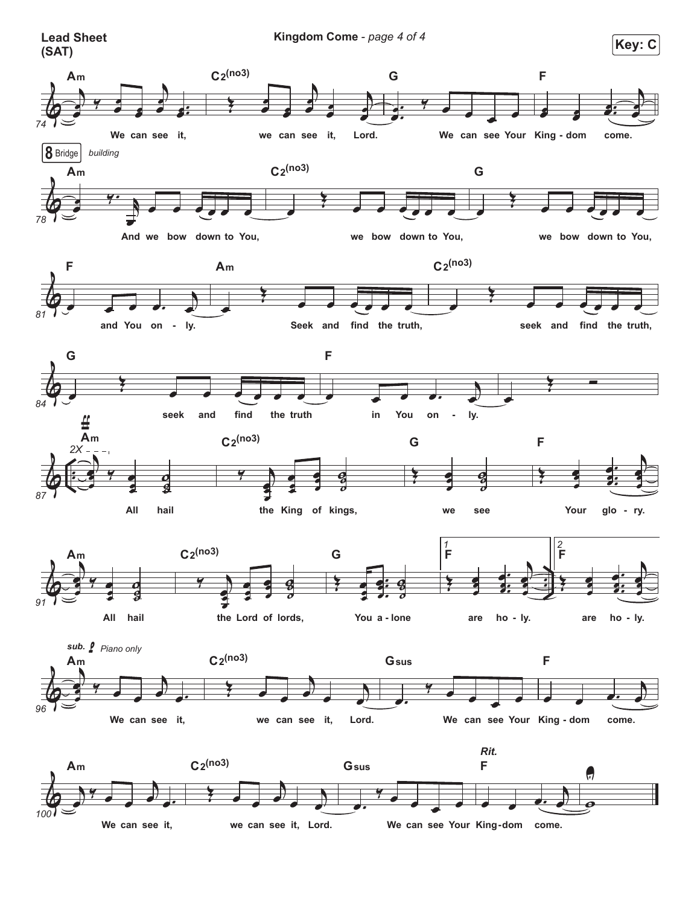**Lead Sheet (SAT)**

**Kingdom Come** - *page 4 of 4*

**Key: C**

Am C2(no3) G F

We can see it, we can see it, Lord. We can see Your King - dom come.

**8 Bridge** *building*

Am C2(no3) G

And we bow down to You, we bow down to You, we bow down to You,

F Am C2(no3)

and You on - ly. Seek and find the truth, seek and find the truth,

G F

seek and find the truth in You on - ly.

*ff*

Am C2(no3) G F

*2X*

All hail the King of kings, we see Your glo - ry.

Am C2(no3) G *1* F *2* F

All hail the Lord of lords, You a - lone are ho - ly. are ho - ly.

*sub.* *p* *Piano only*

Am C2(no3) Gsus F

We can see it, we can see it, Lord. We can see Your King - dom come.

*Rit.*

Am C2(no3) Gsus F

We can see it, we can see it, Lord. We can see Your King-dom come.